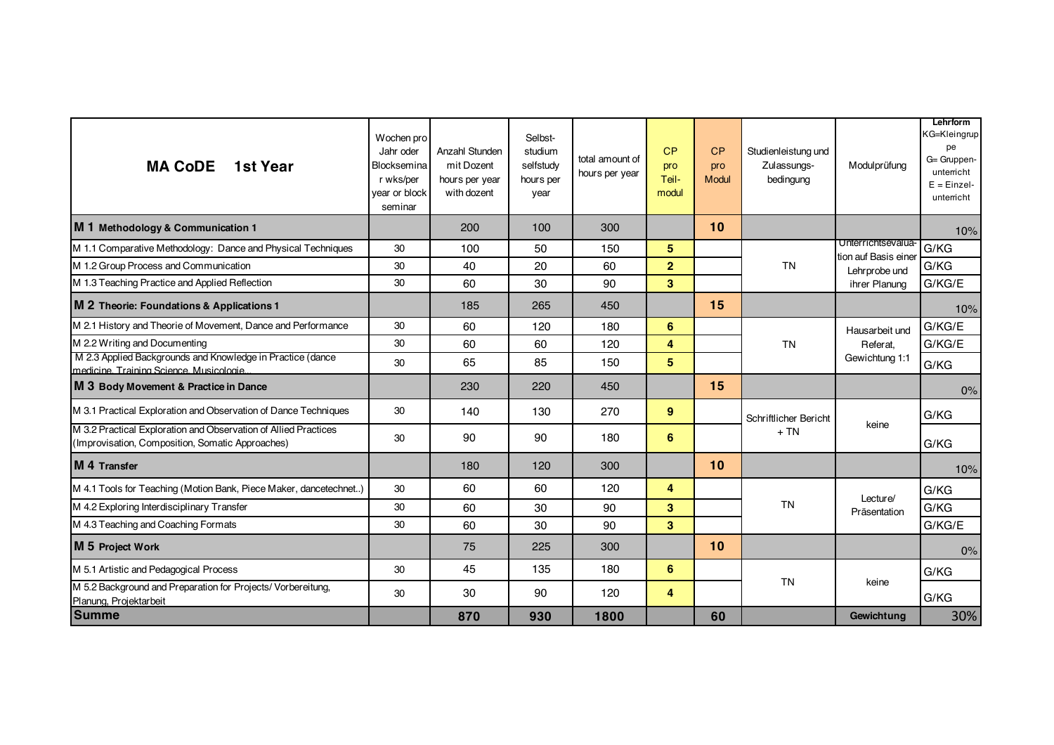| **MA CoDE 1st Year** | Wochen pro Jahr oder Blockseminar wks/per year or block seminar | Anzahl Stunden mit Dozent hours per year with dozent | Selbst-studium selfstudy hours per year | total amount of hours per year | CP pro Teil-modul | CP pro Modul | Studienleistung und Zulassungs-bedingung | Modulprüfung | **Lehrform** KG=Kleingruppe G= Gruppen-unterricht E = Einzel-unterricht |
|---|---|---|---|---|---|---|---|---|---|
| **M 1 Methodology & Communication 1** | | 200 | 100 | 300 | | **10** | | | 10% |
| M 1.1 Comparative Methodology: Dance and Physical Techniques | 30 | 100 | 50 | 150 | **5** | | TN | Unterrichtsevaluation auf Basis einer Lehrprobe und ihrer Planung | G/KG |
| M 1.2 Group Process and Communication | 30 | 40 | 20 | 60 | **2** | | | | G/KG |
| M 1.3 Teaching Practice and Applied Reflection | 30 | 60 | 30 | 90 | **3** | | | | G/KG/E |
| **M 2 Theorie: Foundations & Applications 1** | | 185 | 265 | 450 | | **15** | | | 10% |
| M 2.1 History and Theorie of Movement, Dance and Performance | 30 | 60 | 120 | 180 | **6** | | TN | Hausarbeit und Referat, Gewichtung 1:1 | G/KG/E |
| M 2.2 Writing and Documenting | 30 | 60 | 60 | 120 | **4** | | | | G/KG/E |
| M 2.3 Applied Backgrounds and Knowledge in Practice (dance medicine, Training Science, Musicologie... | 30 | 65 | 85 | 150 | **5** | | | | G/KG |
| **M 3 Body Movement & Practice in Dance** | | 230 | 220 | 450 | | **15** | | | 0% |
| M 3.1 Practical Exploration and Observation of Dance Techniques | 30 | 140 | 130 | 270 | **9** | | Schriftlicher Bericht + TN | keine | G/KG |
| M 3.2 Practical Exploration and Observation of Allied Practices (Improvisation, Composition, Somatic Approaches) | 30 | 90 | 90 | 180 | **6** | | | | G/KG |
| **M 4 Transfer** | | 180 | 120 | 300 | | **10** | | | 10% |
| M 4.1 Tools for Teaching (Motion Bank, Piece Maker, dancetechnet..) | 30 | 60 | 60 | 120 | **4** | | TN | Lecture/ Präsentation | G/KG |
| M 4.2 Exploring Interdisciplinary Transfer | 30 | 60 | 30 | 90 | **3** | | | | G/KG |
| M 4.3 Teaching and Coaching Formats | 30 | 60 | 30 | 90 | **3** | | | | G/KG/E |
| **M 5 Project Work** | | 75 | 225 | 300 | | **10** | | | 0% |
| M 5.1 Artistic and Pedagogical Process | 30 | 45 | 135 | 180 | **6** | | TN | keine | G/KG |
| M 5.2 Background and Preparation for Projects/ Vorbereitung, Planung, Projektarbeit | 30 | 30 | 90 | 120 | **4** | | | | G/KG |
| **Summe** | | **870** | **930** | **1800** | | **60** | | **Gewichtung** | 30% |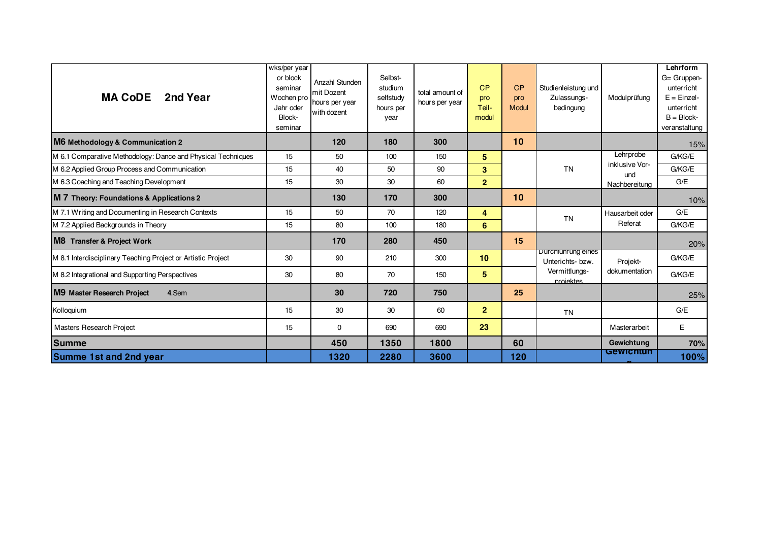| MA CoDE 2nd Year | wks/per year or block seminar Wochen pro Jahr oder Block-seminar | Anzahl Stunden mit Dozent hours per year with dozent | Selbst-studium selfstudy hours per year | total amount of hours per year | CP pro Teil-modul | CP pro Modul | Studienleistung und Zulassungs-bedingung | Modulprüfung | Lehrform G= Gruppen-unterricht E = Einzel-unterricht B = Block-veranstaltung |
|---|---|---|---|---|---|---|---|---|---|
| **M6 Methodology & Communication 2** | | **120** | **180** | **300** | | **10** | | | 15% |
| M 6.1 Comparative Methodology: Dance and Physical Techniques | 15 | 50 | 100 | 150 | **5** | | TN | Lehrprobe inklusive Vor- und Nachbereitung | G/KG/E |
| M 6.2 Applied Group Process and Communication | 15 | 40 | 50 | 90 | **3** | | | | G/KG/E |
| M 6.3 Coaching and Teaching Development | 15 | 30 | 30 | 60 | **2** | | | | G/E |
| **M 7 Theory: Foundations & Applications 2** | | **130** | **170** | **300** | | **10** | | | 10% |
| M 7.1 Writing and Documenting in Research Contexts | 15 | 50 | 70 | 120 | **4** | | TN | Hausarbeit oder Referat | G/E |
| M 7.2 Applied Backgrounds in Theory | 15 | 80 | 100 | 180 | **6** | | | | G/KG/E |
| **M8 Transfer & Project Work** | | **170** | **280** | **450** | | **15** | | | 20% |
| M 8.1 Interdisciplinary Teaching Project or Artistic Project | 30 | 90 | 210 | 300 | **10** | | Durchführung eines Unterrichts- bzw. Vermittlungs-projektes | Projekt-dokumentation | G/KG/E |
| M 8.2 Integrational and Supporting Perspectives | 30 | 80 | 70 | 150 | **5** | | | | G/KG/E |
| **M9 Master Research Project** 4.Sem | | **30** | **720** | **750** | | **25** | | | 25% |
| Kolloquium | 15 | 30 | 30 | 60 | **2** | | TN | | G/E |
| Masters Research Project | 15 | 0 | 690 | 690 | **23** | | | Masterarbeit | E |
| **Summe** | | **450** | **1350** | **1800** | | **60** | | **Gewichtung** | **70%** |
| **Summe 1st and 2nd year** | | **1320** | **2280** | **3600** | | **120** | | **Gewichtung** | **100%** |